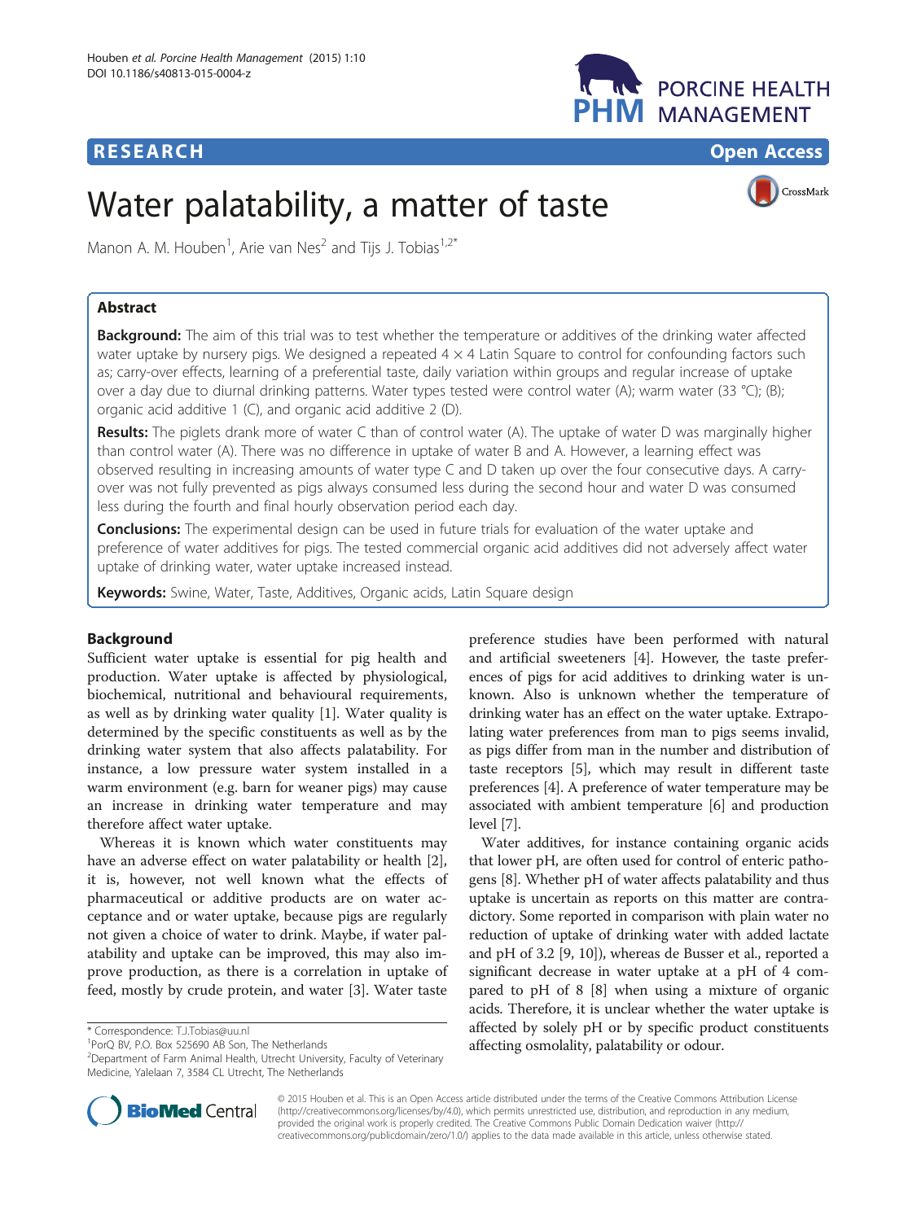# Water palatability, a matter of taste

Manon A. M. Houben[1], Arie van Nes[2] and Tijs J. Tobias[1,2*]

## Abstract

**Background:** The aim of this trial was to test whether the temperature or additives of the drinking water affected water uptake by nursery pigs. We designed a repeated 4 × 4 Latin Square to control for confounding factors such as; carry-over effects, learning of a preferential taste, daily variation within groups and regular increase of uptake over a day due to diurnal drinking patterns. Water types tested were control water (A); warm water (33 °C); (B); organic acid additive 1 (C), and organic acid additive 2 (D).

**Results:** The piglets drank more of water C than of control water (A). The uptake of water D was marginally higher than control water (A). There was no difference in uptake of water B and A. However, a learning effect was observed resulting in increasing amounts of water type C and D taken up over the four consecutive days. A carry-over was not fully prevented as pigs always consumed less during the second hour and water D was consumed less during the fourth and final hourly observation period each day.

**Conclusions:** The experimental design can be used in future trials for evaluation of the water uptake and preference of water additives for pigs. The tested commercial organic acid additives did not adversely affect water uptake of drinking water, water uptake increased instead.

**Keywords:** Swine, Water, Taste, Additives, Organic acids, Latin Square design

## Background

Sufficient water uptake is essential for pig health and production. Water uptake is affected by physiological, biochemical, nutritional and behavioural requirements, as well as by drinking water quality [1]. Water quality is determined by the specific constituents as well as by the drinking water system that also affects palatability. For instance, a low pressure water system installed in a warm environment (e.g. barn for weaner pigs) may cause an increase in drinking water temperature and may therefore affect water uptake.

Whereas it is known which water constituents may have an adverse effect on water palatability or health [2], it is, however, not well known what the effects of pharmaceutical or additive products are on water acceptance and or water uptake, because pigs are regularly not given a choice of water to drink. Maybe, if water palatability and uptake can be improved, this may also improve production, as there is a correlation in uptake of feed, mostly by crude protein, and water [3]. Water taste preference studies have been performed with natural and artificial sweeteners [4]. However, the taste preferences of pigs for acid additives to drinking water is unknown. Also is unknown whether the temperature of drinking water has an effect on the water uptake. Extrapolating water preferences from man to pigs seems invalid, as pigs differ from man in the number and distribution of taste receptors [5], which may result in different taste preferences [4]. A preference of water temperature may be associated with ambient temperature [6] and production level [7].

Water additives, for instance containing organic acids that lower pH, are often used for control of enteric pathogens [8]. Whether pH of water affects palatability and thus uptake is uncertain as reports on this matter are contradictory. Some reported in comparison with plain water no reduction of uptake of drinking water with added lactate and pH of 3.2 [9, 10]), whereas de Busser et al., reported a significant decrease in water uptake at a pH of 4 compared to pH of 8 [8] when using a mixture of organic acids. Therefore, it is unclear whether the water uptake is affected by solely pH or by specific product constituents affecting osmolality, palatability or odour.

\* Correspondence: T.J.Tobias@uu.nl
[1]PorQ BV, P.O. Box 525690 AB Son, The Netherlands
[2]Department of Farm Animal Health, Utrecht University, Faculty of Veterinary Medicine, Yalelaan 7, 3584 CL Utrecht, The Netherlands

© 2015 Houben et al. This is an Open Access article distributed under the terms of the Creative Commons Attribution License (http://creativecommons.org/licenses/by/4.0), which permits unrestricted use, distribution, and reproduction in any medium, provided the original work is properly credited. The Creative Commons Public Domain Dedication waiver (http://creativecommons.org/publicdomain/zero/1.0/) applies to the data made available in this article, unless otherwise stated.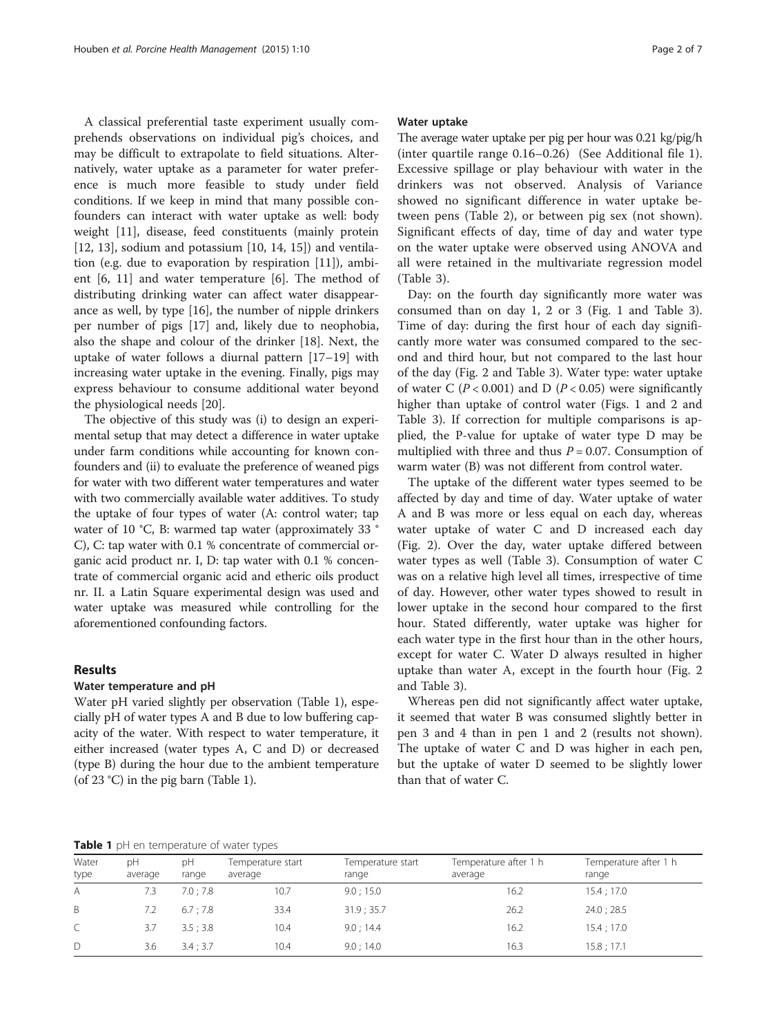A classical preferential taste experiment usually comprehends observations on individual pig's choices, and may be difficult to extrapolate to field situations. Alternatively, water uptake as a parameter for water preference is much more feasible to study under field conditions. If we keep in mind that many possible confounders can interact with water uptake as well: body weight [11], disease, feed constituents (mainly protein [12, 13], sodium and potassium [10, 14, 15]) and ventilation (e.g. due to evaporation by respiration [11]), ambient [6, 11] and water temperature [6]. The method of distributing drinking water can affect water disappearance as well, by type [16], the number of nipple drinkers per number of pigs [17] and, likely due to neophobia, also the shape and colour of the drinker [18]. Next, the uptake of water follows a diurnal pattern [17–19] with increasing water uptake in the evening. Finally, pigs may express behaviour to consume additional water beyond the physiological needs [20].

The objective of this study was (i) to design an experimental setup that may detect a difference in water uptake under farm conditions while accounting for known confounders and (ii) to evaluate the preference of weaned pigs for water with two different water temperatures and water with two commercially available water additives. To study the uptake of four types of water (A: control water; tap water of 10 °C, B: warmed tap water (approximately 33 °C), C: tap water with 0.1 % concentrate of commercial organic acid product nr. I, D: tap water with 0.1 % concentrate of commercial organic acid and etheric oils product nr. II. a Latin Square experimental design was used and water uptake was measured while controlling for the aforementioned confounding factors.

## Results

### Water temperature and pH

Water pH varied slightly per observation (Table 1), especially pH of water types A and B due to low buffering capacity of the water. With respect to water temperature, it either increased (water types A, C and D) or decreased (type B) during the hour due to the ambient temperature (of 23 °C) in the pig barn (Table 1).

### Water uptake

The average water uptake per pig per hour was 0.21 kg/pig/h (inter quartile range 0.16–0.26) (See Additional file 1). Excessive spillage or play behaviour with water in the drinkers was not observed. Analysis of Variance showed no significant difference in water uptake between pens (Table 2), or between pig sex (not shown). Significant effects of day, time of day and water type on the water uptake were observed using ANOVA and all were retained in the multivariate regression model (Table 3).

Day: on the fourth day significantly more water was consumed than on day 1, 2 or 3 (Fig. 1 and Table 3). Time of day: during the first hour of each day significantly more water was consumed compared to the second and third hour, but not compared to the last hour of the day (Fig. 2 and Table 3). Water type: water uptake of water C ($P < 0.001$) and D ($P < 0.05$) were significantly higher than uptake of control water (Figs. 1 and 2 and Table 3). If correction for multiple comparisons is applied, the P-value for uptake of water type D may be multiplied with three and thus $P = 0.07$. Consumption of warm water (B) was not different from control water.

The uptake of the different water types seemed to be affected by day and time of day. Water uptake of water A and B was more or less equal on each day, whereas water uptake of water C and D increased each day (Fig. 2). Over the day, water uptake differed between water types as well (Table 3). Consumption of water C was on a relative high level all times, irrespective of time of day. However, other water types showed to result in lower uptake in the second hour compared to the first hour. Stated differently, water uptake was higher for each water type in the first hour than in the other hours, except for water C. Water D always resulted in higher uptake than water A, except in the fourth hour (Fig. 2 and Table 3).

Whereas pen did not significantly affect water uptake, it seemed that water B was consumed slightly better in pen 3 and 4 than in pen 1 and 2 (results not shown). The uptake of water C and D was higher in each pen, but the uptake of water D seemed to be slightly lower than that of water C.

**Table 1** pH en temperature of water types

| Water type | pH average | pH range | Temperature start average | Temperature start range | Temperature after 1 h average | Temperature after 1 h range |
|---|---|---|---|---|---|---|
| A | 7.3 | 7.0 ; 7.8 | 10.7 | 9.0 ; 15.0 | 16.2 | 15.4 ; 17.0 |
| B | 7.2 | 6.7 ; 7.8 | 33.4 | 31.9 ; 35.7 | 26.2 | 24.0 ; 28.5 |
| C | 3.7 | 3.5 ; 3.8 | 10.4 | 9.0 ; 14.4 | 16.2 | 15.4 ; 17.0 |
| D | 3.6 | 3.4 ; 3.7 | 10.4 | 9.0 ; 14.0 | 16.3 | 15.8 ; 17.1 |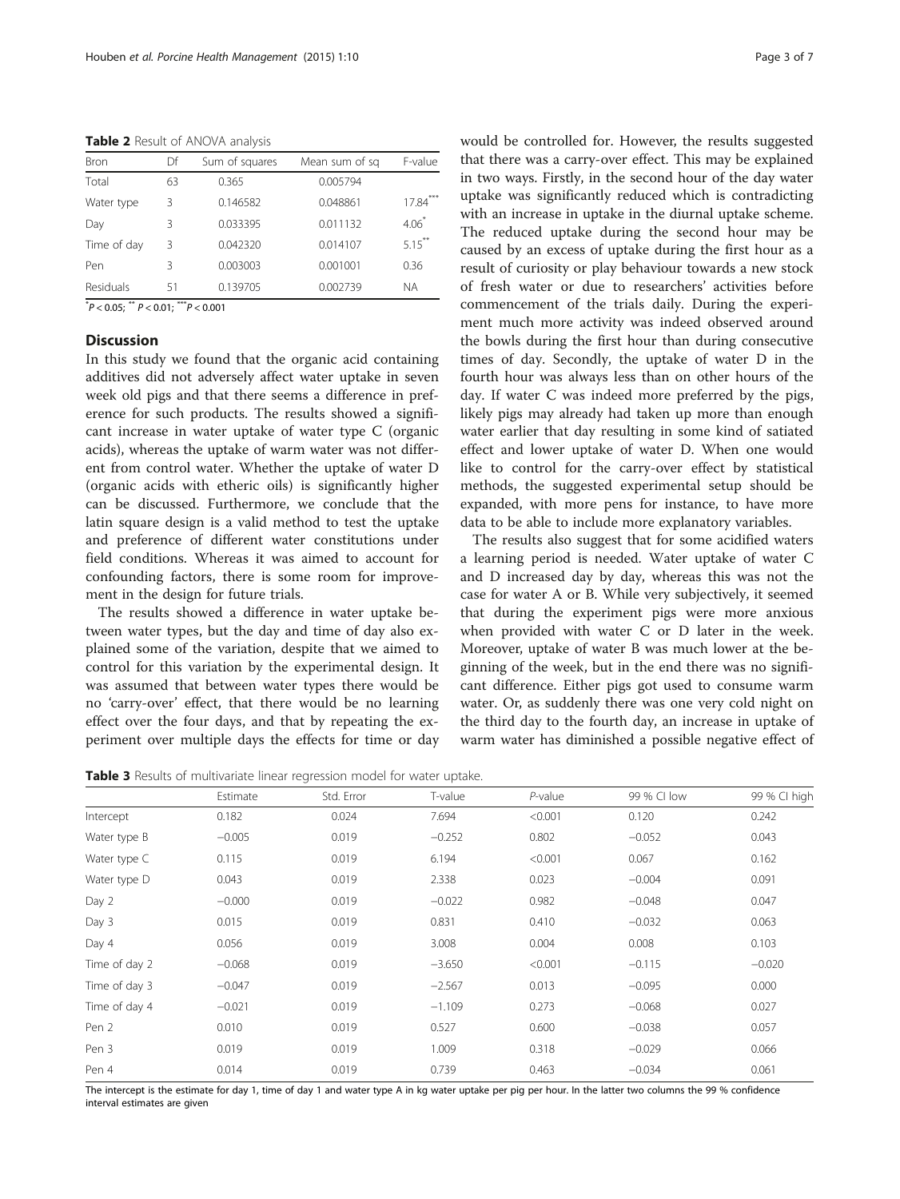**Table 2** Result of ANOVA analysis

| Bron | Df | Sum of squares | Mean sum of sq | F-value |
|---|---|---|---|---|
| Total | 63 | 0.365 | 0.005794 | |
| Water type | 3 | 0.146582 | 0.048861 | 17.84*** |
| Day | 3 | 0.033395 | 0.011132 | 4.06* |
| Time of day | 3 | 0.042320 | 0.014107 | 5.15** |
| Pen | 3 | 0.003003 | 0.001001 | 0.36 |
| Residuals | 51 | 0.139705 | 0.002739 | NA |

*$P < 0.05$; ** $P < 0.01$; ***$P < 0.001$

## Discussion

In this study we found that the organic acid containing additives did not adversely affect water uptake in seven week old pigs and that there seems a difference in preference for such products. The results showed a significant increase in water uptake of water type C (organic acids), whereas the uptake of warm water was not different from control water. Whether the uptake of water D (organic acids with etheric oils) is significantly higher can be discussed. Furthermore, we conclude that the latin square design is a valid method to test the uptake and preference of different water constitutions under field conditions. Whereas it was aimed to account for confounding factors, there is some room for improvement in the design for future trials.

The results showed a difference in water uptake between water types, but the day and time of day also explained some of the variation, despite that we aimed to control for this variation by the experimental design. It was assumed that between water types there would be no 'carry-over' effect, that there would be no learning effect over the four days, and that by repeating the experiment over multiple days the effects for time or day would be controlled for. However, the results suggested that there was a carry-over effect. This may be explained in two ways. Firstly, in the second hour of the day water uptake was significantly reduced which is contradicting with an increase in uptake in the diurnal uptake scheme. The reduced uptake during the second hour may be caused by an excess of uptake during the first hour as a result of curiosity or play behaviour towards a new stock of fresh water or due to researchers' activities before commencement of the trials daily. During the experiment much more activity was indeed observed around the bowls during the first hour than during consecutive times of day. Secondly, the uptake of water D in the fourth hour was always less than on other hours of the day. If water C was indeed more preferred by the pigs, likely pigs may already had taken up more than enough water earlier that day resulting in some kind of satiated effect and lower uptake of water D. When one would like to control for the carry-over effect by statistical methods, the suggested experimental setup should be expanded, with more pens for instance, to have more data to be able to include more explanatory variables.

The results also suggest that for some acidified waters a learning period is needed. Water uptake of water C and D increased day by day, whereas this was not the case for water A or B. While very subjectively, it seemed that during the experiment pigs were more anxious when provided with water C or D later in the week. Moreover, uptake of water B was much lower at the beginning of the week, but in the end there was no significant difference. Either pigs got used to consume warm water. Or, as suddenly there was one very cold night on the third day to the fourth day, an increase in uptake of warm water has diminished a possible negative effect of

**Table 3** Results of multivariate linear regression model for water uptake.

| | Estimate | Std. Error | T-value | *P*-value | 99 % CI low | 99 % CI high |
|---|---|---|---|---|---|---|
| Intercept | 0.182 | 0.024 | 7.694 | <0.001 | 0.120 | 0.242 |
| Water type B | −0.005 | 0.019 | −0.252 | 0.802 | −0.052 | 0.043 |
| Water type C | 0.115 | 0.019 | 6.194 | <0.001 | 0.067 | 0.162 |
| Water type D | 0.043 | 0.019 | 2.338 | 0.023 | −0.004 | 0.091 |
| Day 2 | −0.000 | 0.019 | −0.022 | 0.982 | −0.048 | 0.047 |
| Day 3 | 0.015 | 0.019 | 0.831 | 0.410 | −0.032 | 0.063 |
| Day 4 | 0.056 | 0.019 | 3.008 | 0.004 | 0.008 | 0.103 |
| Time of day 2 | −0.068 | 0.019 | −3.650 | <0.001 | −0.115 | −0.020 |
| Time of day 3 | −0.047 | 0.019 | −2.567 | 0.013 | −0.095 | 0.000 |
| Time of day 4 | −0.021 | 0.019 | −1.109 | 0.273 | −0.068 | 0.027 |
| Pen 2 | 0.010 | 0.019 | 0.527 | 0.600 | −0.038 | 0.057 |
| Pen 3 | 0.019 | 0.019 | 1.009 | 0.318 | −0.029 | 0.066 |
| Pen 4 | 0.014 | 0.019 | 0.739 | 0.463 | −0.034 | 0.061 |

The intercept is the estimate for day 1, time of day 1 and water type A in kg water uptake per pig per hour. In the latter two columns the 99 % confidence interval estimates are given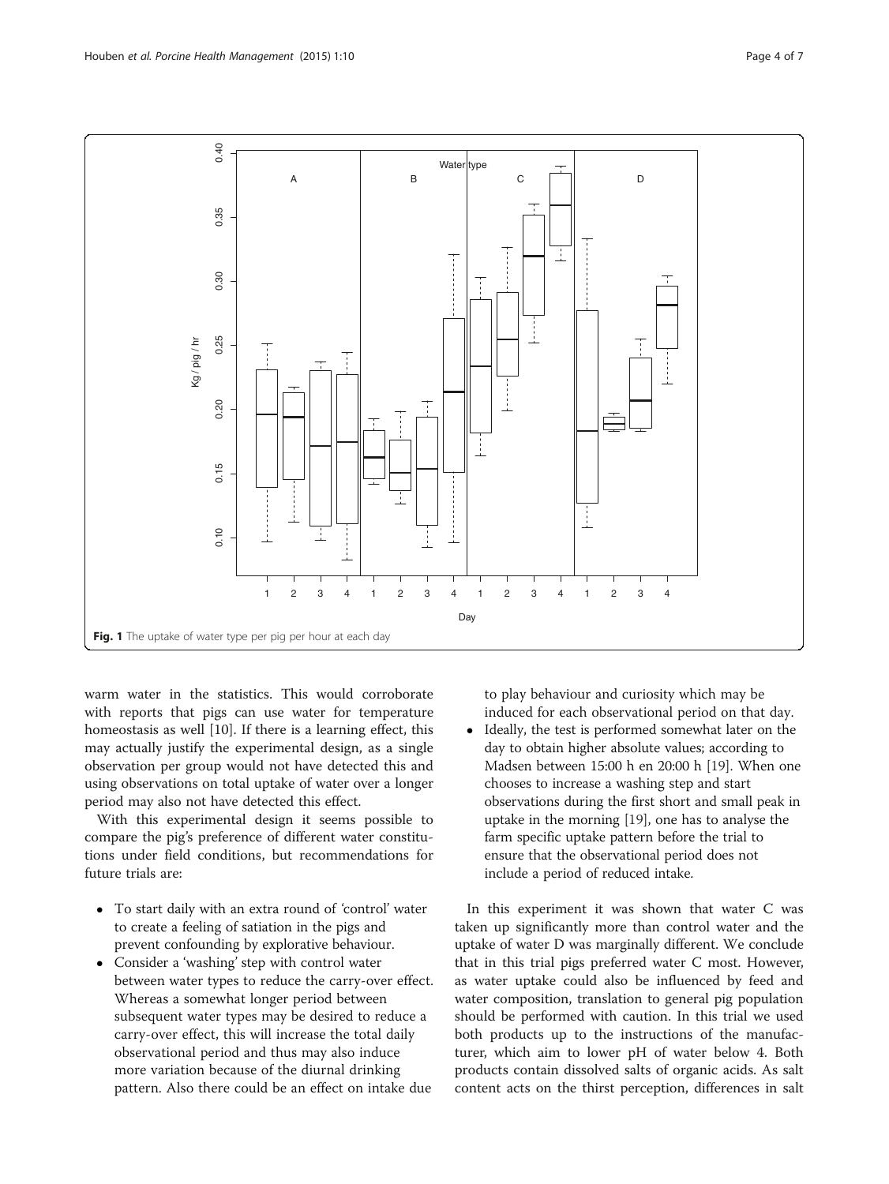Fig. 1 The uptake of water type per pig per hour at each day

warm water in the statistics. This would corroborate with reports that pigs can use water for temperature homeostasis as well [10]. If there is a learning effect, this may actually justify the experimental design, as a single observation per group would not have detected this and using observations on total uptake of water over a longer period may also not have detected this effect.

With this experimental design it seems possible to compare the pig's preference of different water constitutions under field conditions, but recommendations for future trials are:

- To start daily with an extra round of 'control' water to create a feeling of satiation in the pigs and prevent confounding by explorative behaviour.
- Consider a 'washing' step with control water between water types to reduce the carry-over effect. Whereas a somewhat longer period between subsequent water types may be desired to reduce a carry-over effect, this will increase the total daily observational period and thus may also induce more variation because of the diurnal drinking pattern. Also there could be an effect on intake due to play behaviour and curiosity which may be induced for each observational period on that day.
- Ideally, the test is performed somewhat later on the day to obtain higher absolute values; according to Madsen between 15:00 h en 20:00 h [19]. When one chooses to increase a washing step and start observations during the first short and small peak in uptake in the morning [19], one has to analyse the farm specific uptake pattern before the trial to ensure that the observational period does not include a period of reduced intake.

In this experiment it was shown that water C was taken up significantly more than control water and the uptake of water D was marginally different. We conclude that in this trial pigs preferred water C most. However, as water uptake could also be influenced by feed and water composition, translation to general pig population should be performed with caution. In this trial we used both products up to the instructions of the manufacturer, which aim to lower pH of water below 4. Both products contain dissolved salts of organic acids. As salt content acts on the thirst perception, differences in salt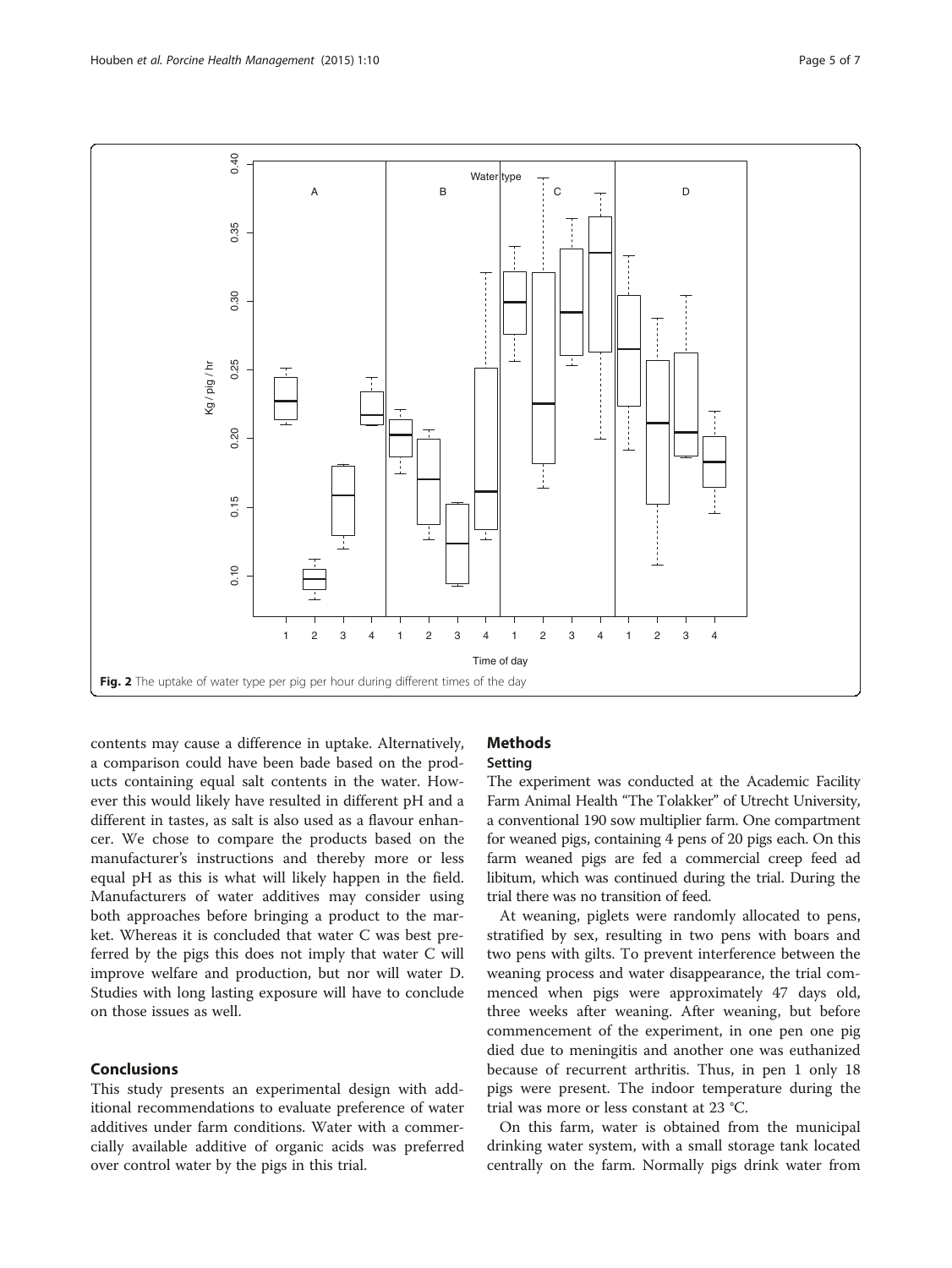Fig. 2 The uptake of water type per pig per hour during different times of the day

contents may cause a difference in uptake. Alternatively, a comparison could have been bade based on the products containing equal salt contents in the water. However this would likely have resulted in different pH and a different in tastes, as salt is also used as a flavour enhancer. We chose to compare the products based on the manufacturer's instructions and thereby more or less equal pH as this is what will likely happen in the field. Manufacturers of water additives may consider using both approaches before bringing a product to the market. Whereas it is concluded that water C was best preferred by the pigs this does not imply that water C will improve welfare and production, but nor will water D. Studies with long lasting exposure will have to conclude on those issues as well.

## Conclusions

This study presents an experimental design with additional recommendations to evaluate preference of water additives under farm conditions. Water with a commercially available additive of organic acids was preferred over control water by the pigs in this trial.

## Methods

### Setting

The experiment was conducted at the Academic Facility Farm Animal Health "The Tolakker" of Utrecht University, a conventional 190 sow multiplier farm. One compartment for weaned pigs, containing 4 pens of 20 pigs each. On this farm weaned pigs are fed a commercial creep feed ad libitum, which was continued during the trial. During the trial there was no transition of feed.

At weaning, piglets were randomly allocated to pens, stratified by sex, resulting in two pens with boars and two pens with gilts. To prevent interference between the weaning process and water disappearance, the trial commenced when pigs were approximately 47 days old, three weeks after weaning. After weaning, but before commencement of the experiment, in one pen one pig died due to meningitis and another one was euthanized because of recurrent arthritis. Thus, in pen 1 only 18 pigs were present. The indoor temperature during the trial was more or less constant at 23 °C.

On this farm, water is obtained from the municipal drinking water system, with a small storage tank located centrally on the farm. Normally pigs drink water from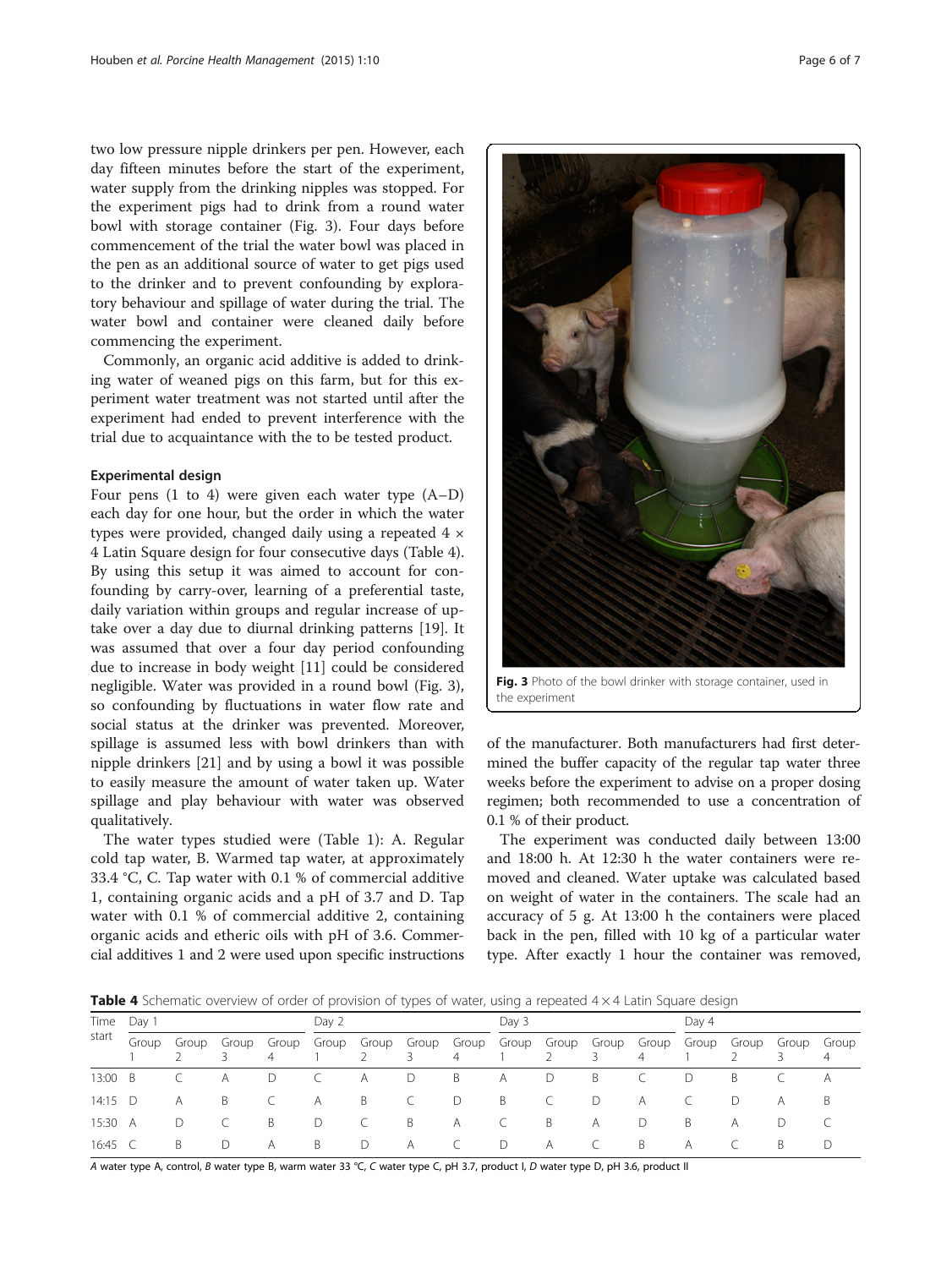two low pressure nipple drinkers per pen. However, each day fifteen minutes before the start of the experiment, water supply from the drinking nipples was stopped. For the experiment pigs had to drink from a round water bowl with storage container (Fig. 3). Four days before commencement of the trial the water bowl was placed in the pen as an additional source of water to get pigs used to the drinker and to prevent confounding by exploratory behaviour and spillage of water during the trial. The water bowl and container were cleaned daily before commencing the experiment.

Commonly, an organic acid additive is added to drinking water of weaned pigs on this farm, but for this experiment water treatment was not started until after the experiment had ended to prevent interference with the trial due to acquaintance with the to be tested product.

### Experimental design

Four pens (1 to 4) were given each water type (A–D) each day for one hour, but the order in which the water types were provided, changed daily using a repeated 4 × 4 Latin Square design for four consecutive days (Table 4). By using this setup it was aimed to account for confounding by carry-over, learning of a preferential taste, daily variation within groups and regular increase of uptake over a day due to diurnal drinking patterns [19]. It was assumed that over a four day period confounding due to increase in body weight [11] could be considered negligible. Water was provided in a round bowl (Fig. 3), so confounding by fluctuations in water flow rate and social status at the drinker was prevented. Moreover, spillage is assumed less with bowl drinkers than with nipple drinkers [21] and by using a bowl it was possible to easily measure the amount of water taken up. Water spillage and play behaviour with water was observed qualitatively.

The water types studied were (Table 1): A. Regular cold tap water, B. Warmed tap water, at approximately 33.4 °C, C. Tap water with 0.1 % of commercial additive 1, containing organic acids and a pH of 3.7 and D. Tap water with 0.1 % of commercial additive 2, containing organic acids and etheric oils with pH of 3.6. Commercial additives 1 and 2 were used upon specific instructions of the manufacturer. Both manufacturers had first determined the buffer capacity of the regular tap water three weeks before the experiment to advise on a proper dosing regimen; both recommended to use a concentration of 0.1 % of their product.

Fig. 3 Photo of the bowl drinker with storage container, used in the experiment

The experiment was conducted daily between 13:00 and 18:00 h. At 12:30 h the water containers were removed and cleaned. Water uptake was calculated based on weight of water in the containers. The scale had an accuracy of 5 g. At 13:00 h the containers were placed back in the pen, filled with 10 kg of a particular water type. After exactly 1 hour the container was removed,

**Table 4** Schematic overview of order of provision of types of water, using a repeated 4 × 4 Latin Square design

| Time start | Day 1 | | | | Day 2 | | | | Day 3 | | | | Day 4 | | | |
|---|---|---|---|---|---|---|---|---|---|---|---|---|---|---|---|---|
| | Group 1 | Group 2 | Group 3 | Group 4 | Group 1 | Group 2 | Group 3 | Group 4 | Group 1 | Group 2 | Group 3 | Group 4 | Group 1 | Group 2 | Group 3 | Group 4 |
| 13:00 | B | C | A | D | C | A | D | B | A | D | B | C | D | B | C | A |
| 14:15 | D | A | B | C | A | B | C | D | B | C | D | A | C | D | A | B |
| 15:30 | A | D | C | B | D | C | B | A | C | B | A | D | B | A | D | C |
| 16:45 | C | B | D | A | B | D | A | C | D | A | C | B | A | C | B | D |

*A* water type A, control, *B* water type B, warm water 33 °C, *C* water type C, pH 3.7, product I, *D* water type D, pH 3.6, product II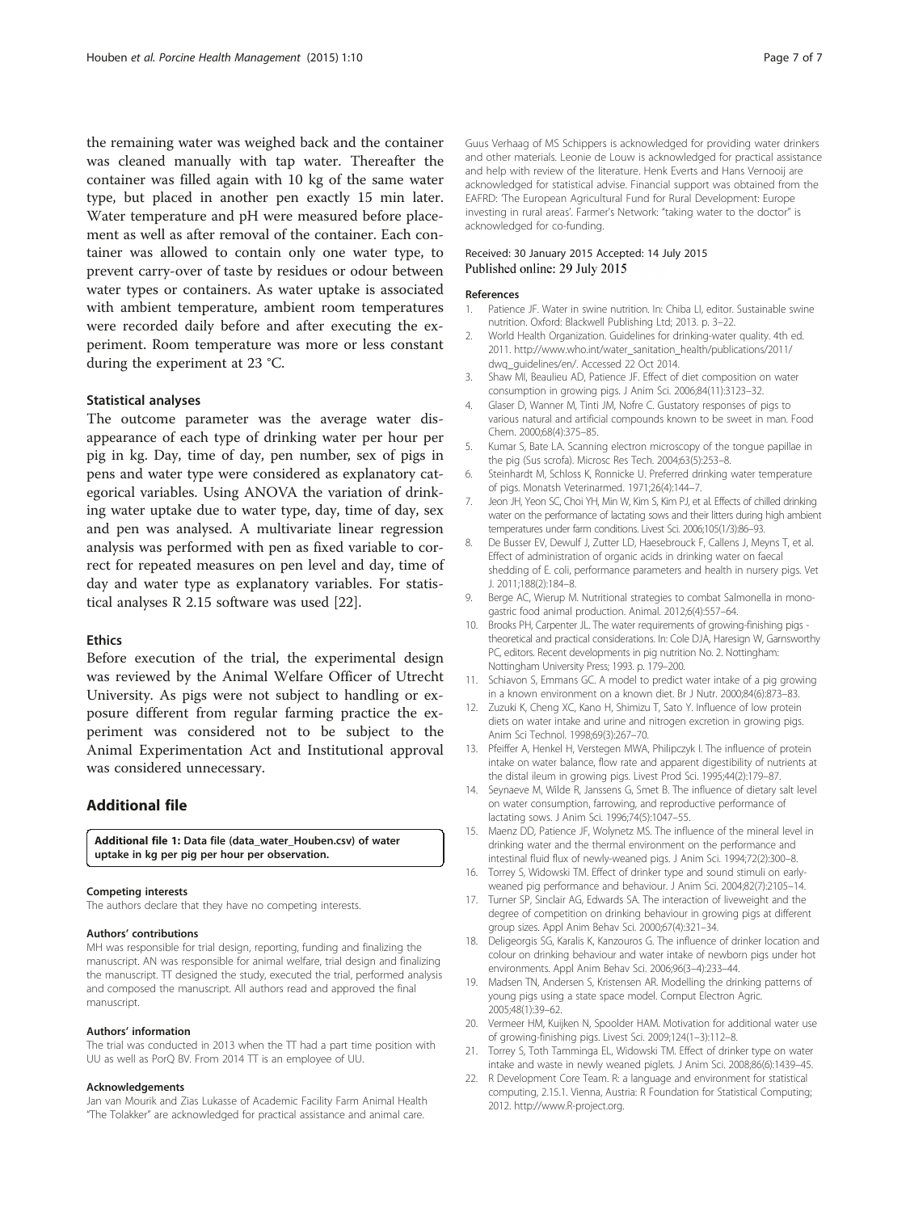the remaining water was weighed back and the container was cleaned manually with tap water. Thereafter the container was filled again with 10 kg of the same water type, but placed in another pen exactly 15 min later. Water temperature and pH were measured before placement as well as after removal of the container. Each container was allowed to contain only one water type, to prevent carry-over of taste by residues or odour between water types or containers. As water uptake is associated with ambient temperature, ambient room temperatures were recorded daily before and after executing the experiment. Room temperature was more or less constant during the experiment at 23 °C.

### Statistical analyses

The outcome parameter was the average water disappearance of each type of drinking water per hour per pig in kg. Day, time of day, pen number, sex of pigs in pens and water type were considered as explanatory categorical variables. Using ANOVA the variation of drinking water uptake due to water type, day, time of day, sex and pen was analysed. A multivariate linear regression analysis was performed with pen as fixed variable to correct for repeated measures on pen level and day, time of day and water type as explanatory variables. For statistical analyses R 2.15 software was used [22].

### Ethics

Before execution of the trial, the experimental design was reviewed by the Animal Welfare Officer of Utrecht University. As pigs were not subject to handling or exposure different from regular farming practice the experiment was considered not to be subject to the Animal Experimentation Act and Institutional approval was considered unnecessary.

## Additional file

**Additional file 1: Data file (data_water_Houben.csv) of water uptake in kg per pig per hour per observation.**

#### Competing interests

The authors declare that they have no competing interests.

#### Authors' contributions

MH was responsible for trial design, reporting, funding and finalizing the manuscript. AN was responsible for animal welfare, trial design and finalizing the manuscript. TT designed the study, executed the trial, performed analysis and composed the manuscript. All authors read and approved the final manuscript.

#### Authors' information

The trial was conducted in 2013 when the TT had a part time position with UU as well as PorQ BV. From 2014 TT is an employee of UU.

#### Acknowledgements

Jan van Mourik and Zias Lukasse of Academic Facility Farm Animal Health "The Tolakker" are acknowledged for practical assistance and animal care. Guus Verhaag of MS Schippers is acknowledged for providing water drinkers and other materials. Leonie de Louw is acknowledged for practical assistance and help with review of the literature. Henk Everts and Hans Vernooij are acknowledged for statistical advise. Financial support was obtained from the EAFRD: 'The European Agricultural Fund for Rural Development: Europe investing in rural areas'. Farmer's Network: "taking water to the doctor" is acknowledged for co-funding.

Received: 30 January 2015 Accepted: 14 July 2015
Published online: 29 July 2015

#### References

1. Patience JF. Water in swine nutrition. In: Chiba LI, editor. Sustainable swine nutrition. Oxford: Blackwell Publishing Ltd; 2013. p. 3–22.
2. World Health Organization. Guidelines for drinking-water quality. 4th ed. 2011. http://www.who.int/water_sanitation_health/publications/2011/dwq_guidelines/en/. Accessed 22 Oct 2014.
3. Shaw MI, Beaulieu AD, Patience JF. Effect of diet composition on water consumption in growing pigs. J Anim Sci. 2006;84(11):3123–32.
4. Glaser D, Wanner M, Tinti JM, Nofre C. Gustatory responses of pigs to various natural and artificial compounds known to be sweet in man. Food Chem. 2000;68(4):375–85.
5. Kumar S, Bate LA. Scanning electron microscopy of the tongue papillae in the pig (Sus scrofa). Microsc Res Tech. 2004;63(5):253–8.
6. Steinhardt M, Schloss K, Ronnicke U. Preferred drinking water temperature of pigs. Monatsh Veterinarmed. 1971;26(4):144–7.
7. Jeon JH, Yeon SC, Choi YH, Min W, Kim S, Kim PJ, et al. Effects of chilled drinking water on the performance of lactating sows and their litters during high ambient temperatures under farm conditions. Livest Sci. 2006;105(1/3):86–93.
8. De Busser EV, Dewulf J, Zutter LD, Haesebrouck F, Callens J, Meyns T, et al. Effect of administration of organic acids in drinking water on faecal shedding of E. coli, performance parameters and health in nursery pigs. Vet J. 2011;188(2):184–8.
9. Berge AC, Wierup M. Nutritional strategies to combat Salmonella in mono-gastric food animal production. Animal. 2012;6(4):557–64.
10. Brooks PH, Carpenter JL. The water requirements of growing-finishing pigs - theoretical and practical considerations. In: Cole DJA, Haresign W, Garnsworthy PC, editors. Recent developments in pig nutrition No. 2. Nottingham: Nottingham University Press; 1993. p. 179–200.
11. Schiavon S, Emmans GC. A model to predict water intake of a pig growing in a known environment on a known diet. Br J Nutr. 2000;84(6):873–83.
12. Zuzuki K, Cheng XC, Kano H, Shimizu T, Sato Y. Influence of low protein diets on water intake and urine and nitrogen excretion in growing pigs. Anim Sci Technol. 1998;69(3):267–70.
13. Pfeiffer A, Henkel H, Verstegen MWA, Philipczyk I. The influence of protein intake on water balance, flow rate and apparent digestibility of nutrients at the distal ileum in growing pigs. Livest Prod Sci. 1995;44(2):179–87.
14. Seynaeve M, Wilde R, Janssens G, Smet B. The influence of dietary salt level on water consumption, farrowing, and reproductive performance of lactating sows. J Anim Sci. 1996;74(5):1047–55.
15. Maenz DD, Patience JF, Wolynetz MS. The influence of the mineral level in drinking water and the thermal environment on the performance and intestinal fluid flux of newly-weaned pigs. J Anim Sci. 1994;72(2):300–8.
16. Torrey S, Widowski TM. Effect of drinker type and sound stimuli on early-weaned pig performance and behaviour. J Anim Sci. 2004;82(7):2105–14.
17. Turner SP, Sinclair AG, Edwards SA. The interaction of liveweight and the degree of competition on drinking behaviour in growing pigs at different group sizes. Appl Anim Behav Sci. 2000;67(4):321–34.
18. Deligeorgis SG, Karalis K, Kanzouros G. The influence of drinker location and colour on drinking behaviour and water intake of newborn pigs under hot environments. Appl Anim Behav Sci. 2006;96(3–4):233–44.
19. Madsen TN, Andersen S, Kristensen AR. Modelling the drinking patterns of young pigs using a state space model. Comput Electron Agric. 2005;48(1):39–62.
20. Vermeer HM, Kuijken N, Spoolder HAM. Motivation for additional water use of growing-finishing pigs. Livest Sci. 2009;124(1–3):112–8.
21. Torrey S, Toth Tamminga EL, Widowski TM. Effect of drinker type on water intake and waste in newly weaned piglets. J Anim Sci. 2008;86(6):1439–45.
22. R Development Core Team. R: a language and environment for statistical computing, 2.15.1. Vienna, Austria: R Foundation for Statistical Computing; 2012. http://www.R-project.org.